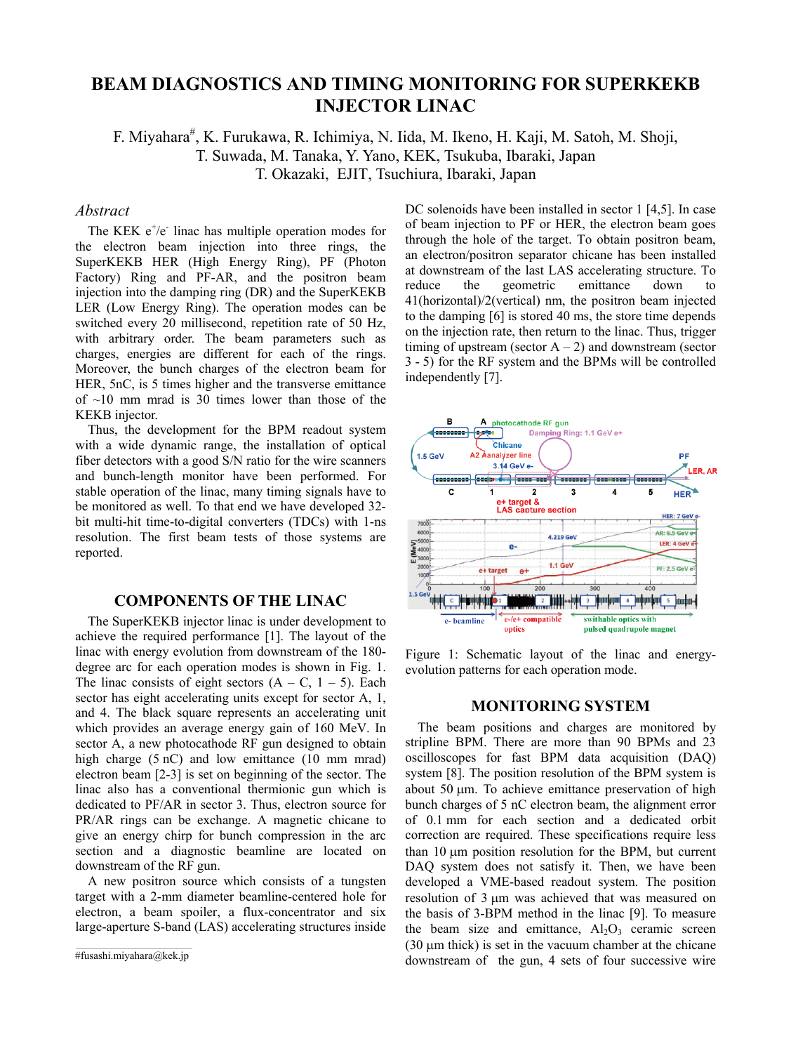# BEAM DIAGNOSTICS AND TIMING MONITORING FOR SUPERKEKB INJECTOR LINAC

F. Miyahara#, K. Furukawa, R. Ichimiya, N. Iida, M. Ikeno, H. Kaji, M. Satoh, M. Shoji, T. Suwada, M. Tanaka, Y. Yano, KEK, Tsukuba, Ibaraki, Japan
T. Okazaki, EJIT, Tsuchiura, Ibaraki, Japan

## *Abstract*

The KEK $e^+/e^-$ linac has multiple operation modes for the electron beam injection into three rings, the SuperKEKB HER (High Energy Ring), PF (Photon Factory) Ring and PF-AR, and the positron beam injection into the damping ring (DR) and the SuperKEKB LER (Low Energy Ring). The operation modes can be switched every 20 millisecond, repetition rate of 50 Hz, with arbitrary order. The beam parameters such as charges, energies are different for each of the rings. Moreover, the bunch charges of the electron beam for HER, 5nC, is 5 times higher and the transverse emittance of ~10 mm mrad is 30 times lower than those of the KEKB injector.

Thus, the development for the BPM readout system with a wide dynamic range, the installation of optical fiber detectors with a good S/N ratio for the wire scanners and bunch-length monitor have been performed. For stable operation of the linac, many timing signals have to be monitored as well. To that end we have developed 32-bit multi-hit time-to-digital converters (TDCs) with 1-ns resolution. The first beam tests of those systems are reported.

## COMPONENTS OF THE LINAC

The SuperKEKB injector linac is under development to achieve the required performance [1]. The layout of the linac with energy evolution from downstream of the 180-degree arc for each operation modes is shown in Fig. 1. The linac consists of eight sectors (A – C, 1 – 5). Each sector has eight accelerating units except for sector A, 1, and 4. The black square represents an accelerating unit which provides an average energy gain of 160 MeV. In sector A, a new photocathode RF gun designed to obtain high charge (5 nC) and low emittance (10 mm mrad) electron beam [2-3] is set on beginning of the sector. The linac also has a conventional thermionic gun which is dedicated to PF/AR in sector 3. Thus, electron source for PR/AR rings can be exchange. A magnetic chicane to give an energy chirp for bunch compression in the arc section and a diagnostic beamline are located on downstream of the RF gun.

A new positron source which consists of a tungsten target with a 2-mm diameter beamline-centered hole for electron, a beam spoiler, a flux-concentrator and six large-aperture S-band (LAS) accelerating structures inside DC solenoids have been installed in sector 1 [4,5]. In case of beam injection to PF or HER, the electron beam goes through the hole of the target. To obtain positron beam, an electron/positron separator chicane has been installed at downstream of the last LAS accelerating structure. To reduce the geometric emittance down to 41(horizontal)/2(vertical) nm, the positron beam injected to the damping [6] is stored 40 ms, the store time depends on the injection rate, then return to the linac. Thus, trigger timing of upstream (sector A – 2) and downstream (sector 3 - 5) for the RF system and the BPMs will be controlled independently [7].

Figure 1: Schematic layout of the linac and energy-evolution patterns for each operation mode.

## MONITORING SYSTEM

The beam positions and charges are monitored by stripline BPM. There are more than 90 BPMs and 23 oscilloscopes for fast BPM data acquisition (DAQ) system [8]. The position resolution of the BPM system is about 50 μm. To achieve emittance preservation of high bunch charges of 5 nC electron beam, the alignment error of 0.1 mm for each section and a dedicated orbit correction are required. These specifications require less than 10 μm position resolution for the BPM, but current DAQ system does not satisfy it. Then, we have been developed a VME-based readout system. The position resolution of 3 μm was achieved that was measured on the basis of 3-BPM method in the linac [9]. To measure the beam size and emittance, $Al_2O_3$ ceramic screen (30 μm thick) is set in the vacuum chamber at the chicane downstream of the gun, 4 sets of four successive wire

#fusashi.miyahara@kek.jp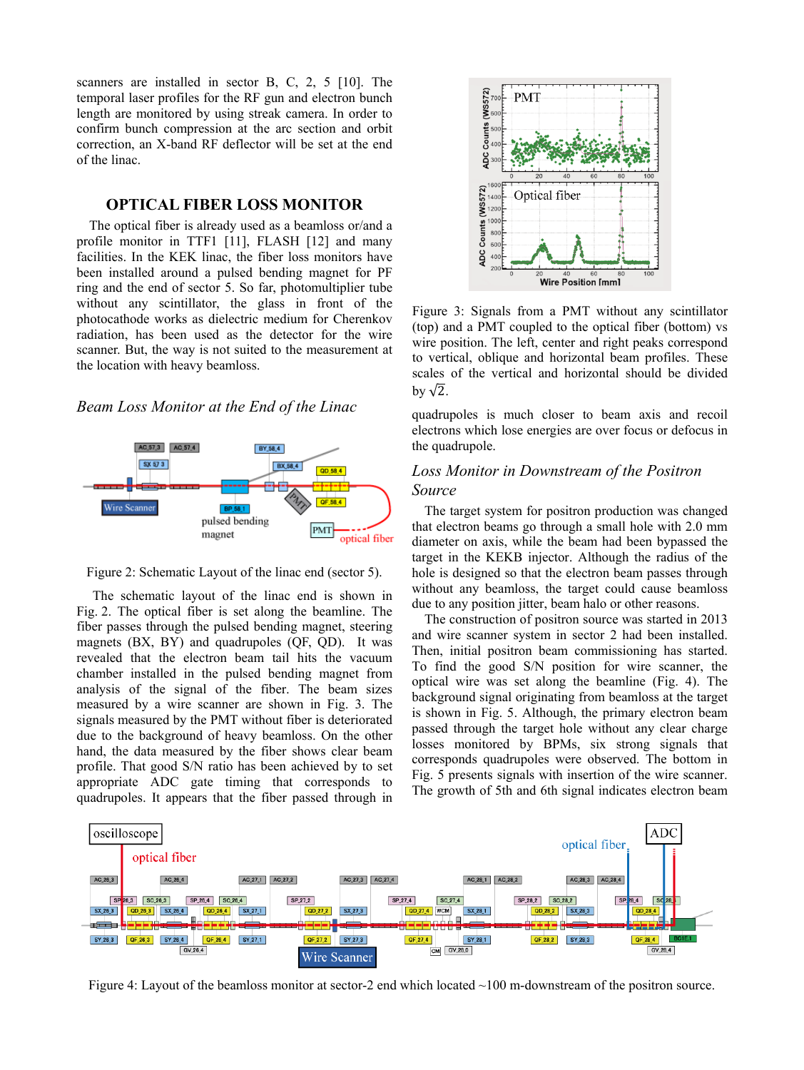scanners are installed in sector B, C, 2, 5 [10]. The temporal laser profiles for the RF gun and electron bunch length are monitored by using streak camera. In order to confirm bunch compression at the arc section and orbit correction, an X-band RF deflector will be set at the end of the linac.

## OPTICAL FIBER LOSS MONITOR

The optical fiber is already used as a beamloss or/and a profile monitor in TTF1 [11], FLASH [12] and many facilities. In the KEK linac, the fiber loss monitors have been installed around a pulsed bending magnet for PF ring and the end of sector 5. So far, photomultiplier tube without any scintillator, but the glass in front of the photocathode works as dielectric medium for Cherenkov radiation, has been used as the detector for the wire scanner. But, the way is not suited to the measurement at the location with heavy beamloss.

### *Beam Loss Monitor at the End of the Linac*

Figure 2: Schematic Layout of the linac end (sector 5).

The schematic layout of the linac end is shown in Fig. 2. The optical fiber is set along the beamline. The fiber passes through the pulsed bending magnet, steering magnets (BX, BY) and quadrupoles (QF, QD). It was revealed that the electron beam tail hits the vacuum chamber installed in the pulsed bending magnet from analysis of the signal of the fiber. The beam sizes measured by a wire scanner are shown in Fig. 3. The signals measured by the PMT without fiber is deteriorated due to the background of heavy beamloss. On the other hand, the data measured by the fiber shows clear beam profile. That good S/N ratio has been achieved by to set appropriate ADC gate timing that corresponds to quadrupoles. It appears that the fiber passed through in

Figure 3: Signals from a PMT without any scintillator (top) and a PMT coupled to the optical fiber (bottom) vs wire position. The left, center and right peaks correspond to vertical, oblique and horizontal beam profiles. These scales of the vertical and horizontal should be divided by $\sqrt{2}$.

quadrupoles is much closer to beam axis and recoil electrons which lose energies are over focus or defocus in the quadrupole.

### *Loss Monitor in Downstream of the Positron Source*

The target system for positron production was changed that electron beams go through a small hole with 2.0 mm diameter on axis, while the beam had been bypassed the target in the KEKB injector. Although the radius of the hole is designed so that the electron beam passes through without any beamloss, the target could cause beamloss due to any position jitter, beam halo or other reasons.

The construction of positron source was started in 2013 and wire scanner system in sector 2 had been installed. Then, initial positron beam commissioning has started. To find the good S/N position for wire scanner, the optical wire was set along the beamline (Fig. 4). The background signal originating from beamloss at the target is shown in Fig. 5. Although, the primary electron beam passed through the target hole without any clear charge losses monitored by BPMs, six strong signals that corresponds quadrupoles were observed. The bottom in Fig. 5 presents signals with insertion of the wire scanner. The growth of 5th and 6th signal indicates electron beam

Figure 4: Layout of the beamloss monitor at sector-2 end which located ~100 m-downstream of the positron source.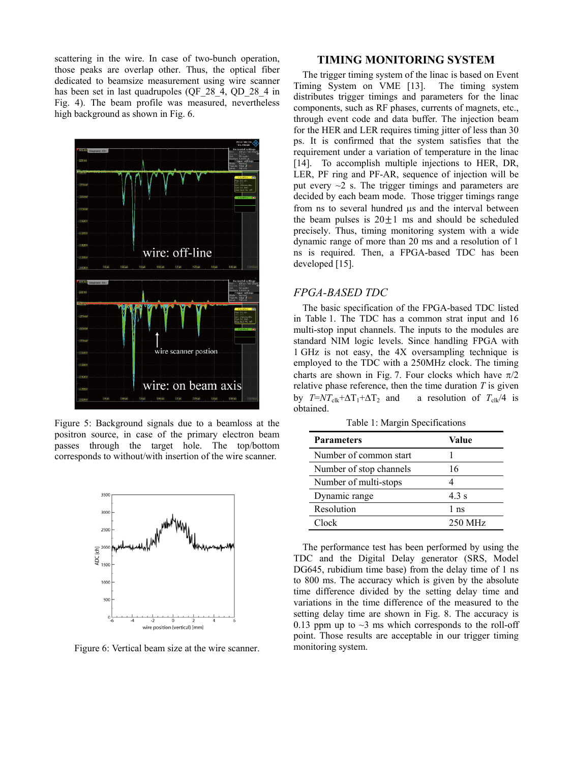scattering in the wire. In case of two-bunch operation, those peaks are overlap other. Thus, the optical fiber dedicated to beamsize measurement using wire scanner has been set in last quadrupoles (QF_28_4, QD_28_4 in Fig. 4). The beam profile was measured, nevertheless high background as shown in Fig. 6.

Figure 5: Background signals due to a beamloss at the positron source, in case of the primary electron beam passes through the target hole. The top/bottom corresponds to without/with insertion of the wire scanner.

Figure 6: Vertical beam size at the wire scanner.

## TIMING MONITORING SYSTEM

The trigger timing system of the linac is based on Event Timing System on VME [13]. The timing system distributes trigger timings and parameters for the linac components, such as RF phases, currents of magnets, etc., through event code and data buffer. The injection beam for the HER and LER requires timing jitter of less than 30 ps. It is confirmed that the system satisfies that the requirement under a variation of temperature in the linac [14]. To accomplish multiple injections to HER, DR, LER, PF ring and PF-AR, sequence of injection will be put every ~2 s. The trigger timings and parameters are decided by each beam mode. Those trigger timings range from ns to several hundred μs and the interval between the beam pulses is 20±1 ms and should be scheduled precisely. Thus, timing monitoring system with a wide dynamic range of more than 20 ms and a resolution of 1 ns is required. Then, a FPGA-based TDC has been developed [15].

### *FPGA-BASED TDC*

The basic specification of the FPGA-based TDC listed in Table 1. The TDC has a common strat input and 16 multi-stop input channels. The inputs to the modules are standard NIM logic levels. Since handling FPGA with 1 GHz is not easy, the 4X oversampling technique is employed to the TDC with a 250MHz clock. The timing charts are shown in Fig. 7. Four clocks which have $\pi/2$ relative phase reference, then the time duration $T$ is given by $T=NT_{clk}+\Delta T_1+\Delta T_2$ and a resolution of $T_{clk}/4$ is obtained.

Table 1: Margin Specifications

| Parameters | Value |
|---|---|
| Number of common start | 1 |
| Number of stop channels | 16 |
| Number of multi-stops | 4 |
| Dynamic range | 4.3 s |
| Resolution | 1 ns |
| Clock | 250 MHz |

The performance test has been performed by using the TDC and the Digital Delay generator (SRS, Model DG645, rubidium time base) from the delay time of 1 ns to 800 ms. The accuracy which is given by the absolute time difference divided by the setting delay time and variations in the time difference of the measured to the setting delay time are shown in Fig. 8. The accuracy is 0.13 ppm up to ~3 ms which corresponds to the roll-off point. Those results are acceptable in our trigger timing monitoring system.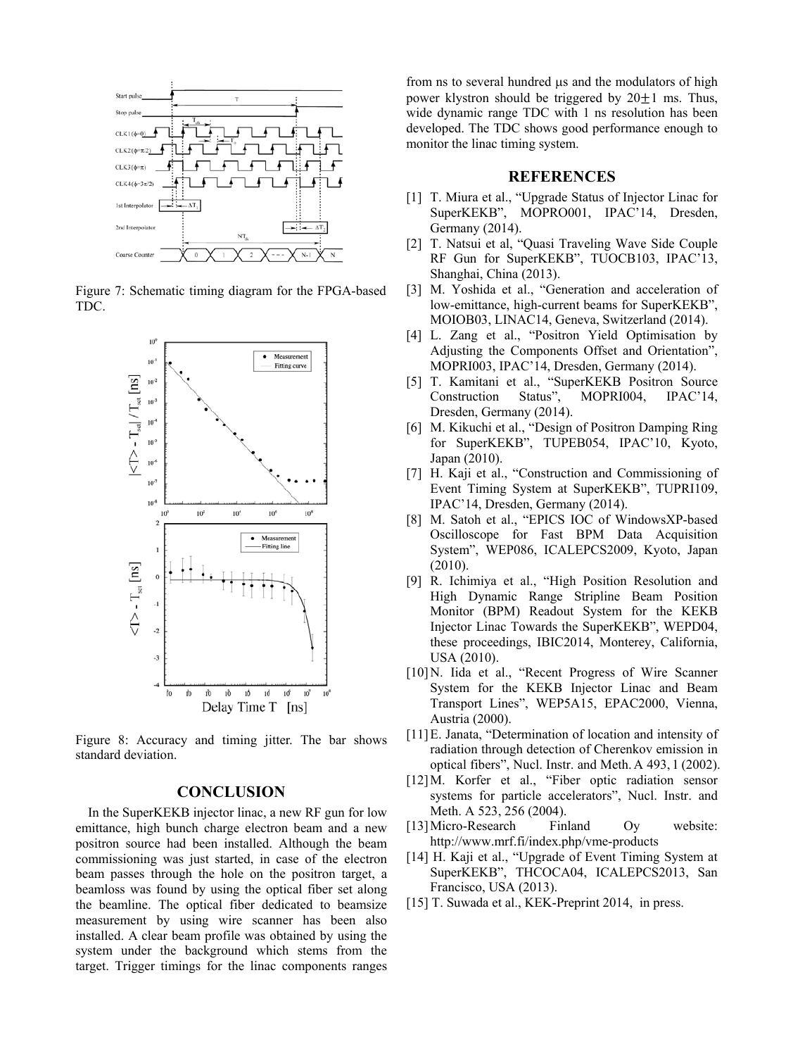Start pulse

Stop pulse

T

$T_{clk}$

$T_0$

CLK1 ($\phi$=0)

CLK2 ($\phi$=$\pi$/2)

CLK3 ($\phi$=$\pi$)

CLK4 ($\phi$=3$\pi$/2)

1st Interpolator

$\Delta T_1$

2nd Interpolator

$\Delta T_2$

$NT_{clk}$

Coarse Counter

0 1 2 N-1 N

Figure 7: Schematic timing diagram for the FPGA-based TDC.

$|\langle T \rangle - T_{set}| / T_{set}$ [ns]

Measurement

Fitting curve

$\langle T \rangle - T_{set}$ [ns]

Measurement

Fitting line

Delay Time T [ns]

Figure 8: Accuracy and timing jitter. The bar shows standard deviation.

## CONCLUSION

In the SuperKEKB injector linac, a new RF gun for low emittance, high bunch charge electron beam and a new positron source had been installed. Although the beam commissioning was just started, in case of the electron beam passes through the hole on the positron target, a beamloss was found by using the optical fiber set along the beamline. The optical fiber dedicated to beamsize measurement by using wire scanner has been also installed. A clear beam profile was obtained by using the system under the background which stems from the target. Trigger timings for the linac components ranges from ns to several hundred μs and the modulators of high power klystron should be triggered by 20$\pm$1 ms. Thus, wide dynamic range TDC with 1 ns resolution has been developed. The TDC shows good performance enough to monitor the linac timing system.

## REFERENCES

[1] T. Miura et al., “Upgrade Status of Injector Linac for SuperKEKB”, MOPRO001, IPAC’14, Dresden, Germany (2014).

[2] T. Natsui et al, “Quasi Traveling Wave Side Couple RF Gun for SuperKEKB”, TUOCB103, IPAC’13, Shanghai, China (2013).

[3] M. Yoshida et al., “Generation and acceleration of low-emittance, high-current beams for SuperKEKB”, MOIOB03, LINAC14, Geneva, Switzerland (2014).

[4] L. Zang et al., “Positron Yield Optimisation by Adjusting the Components Offset and Orientation”, MOPRI003, IPAC’14, Dresden, Germany (2014).

[5] T. Kamitani et al., “SuperKEKB Positron Source Construction Status”, MOPRI004, IPAC’14, Dresden, Germany (2014).

[6] M. Kikuchi et al., “Design of Positron Damping Ring for SuperKEKB”, TUPEB054, IPAC’10, Kyoto, Japan (2010).

[7] H. Kaji et al., “Construction and Commissioning of Event Timing System at SuperKEKB”, TUPRI109, IPAC’14, Dresden, Germany (2014).

[8] M. Satoh et al., “EPICS IOC of WindowsXP-based Oscilloscope for Fast BPM Data Acquisition System”, WEP086, ICALEPCS2009, Kyoto, Japan (2010).

[9] R. Ichimiya et al., “High Position Resolution and High Dynamic Range Stripline Beam Position Monitor (BPM) Readout System for the KEKB Injector Linac Towards the SuperKEKB”, WEPD04, these proceedings, IBIC2014, Monterey, California, USA (2010).

[10] N. Iida et al., “Recent Progress of Wire Scanner System for the KEKB Injector Linac and Beam Transport Lines”, WEP5A15, EPAC2000, Vienna, Austria (2000).

[11] E. Janata, “Determination of location and intensity of radiation through detection of Cherenkov emission in optical fibers”, Nucl. Instr. and Meth. A 493, 1 (2002).

[12] M. Korfer et al., “Fiber optic radiation sensor systems for particle accelerators”, Nucl. Instr. and Meth. A 523, 256 (2004).

[13] Micro-Research Finland Oy website: http://www.mrf.fi/index.php/vme-products

[14] H. Kaji et al., “Upgrade of Event Timing System at SuperKEKB”, THCOCA04, ICALEPCS2013, San Francisco, USA (2013).

[15] T. Suwada et al., KEK-Preprint 2014, in press.